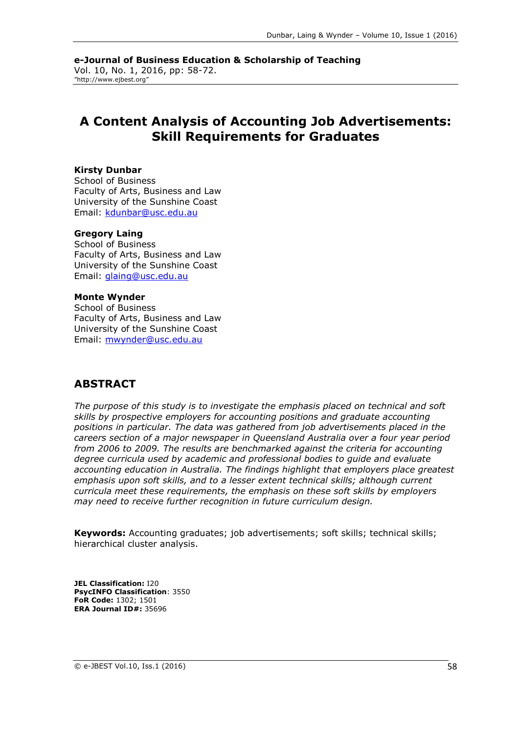**e-Journal of Business Education & Scholarship of Teaching**
Vol. 10, No. 1, 2016, pp: 58-72.
"http://www.ejbest.org"

# A Content Analysis of Accounting Job Advertisements: Skill Requirements for Graduates

**Kirsty Dunbar**
School of Business
Faculty of Arts, Business and Law
University of the Sunshine Coast
Email: kdunbar@usc.edu.au

**Gregory Laing**
School of Business
Faculty of Arts, Business and Law
University of the Sunshine Coast
Email: glaing@usc.edu.au

**Monte Wynder**
School of Business
Faculty of Arts, Business and Law
University of the Sunshine Coast
Email: mwynder@usc.edu.au

## ABSTRACT

*The purpose of this study is to investigate the emphasis placed on technical and soft skills by prospective employers for accounting positions and graduate accounting positions in particular. The data was gathered from job advertisements placed in the careers section of a major newspaper in Queensland Australia over a four year period from 2006 to 2009. The results are benchmarked against the criteria for accounting degree curricula used by academic and professional bodies to guide and evaluate accounting education in Australia. The findings highlight that employers place greatest emphasis upon soft skills, and to a lesser extent technical skills; although current curricula meet these requirements, the emphasis on these soft skills by employers may need to receive further recognition in future curriculum design.*

**Keywords:** Accounting graduates; job advertisements; soft skills; technical skills; hierarchical cluster analysis.

**JEL Classification:** I20
**PsycINFO Classification**: 3550
**FoR Code:** 1302; 1501
**ERA Journal ID#:** 35696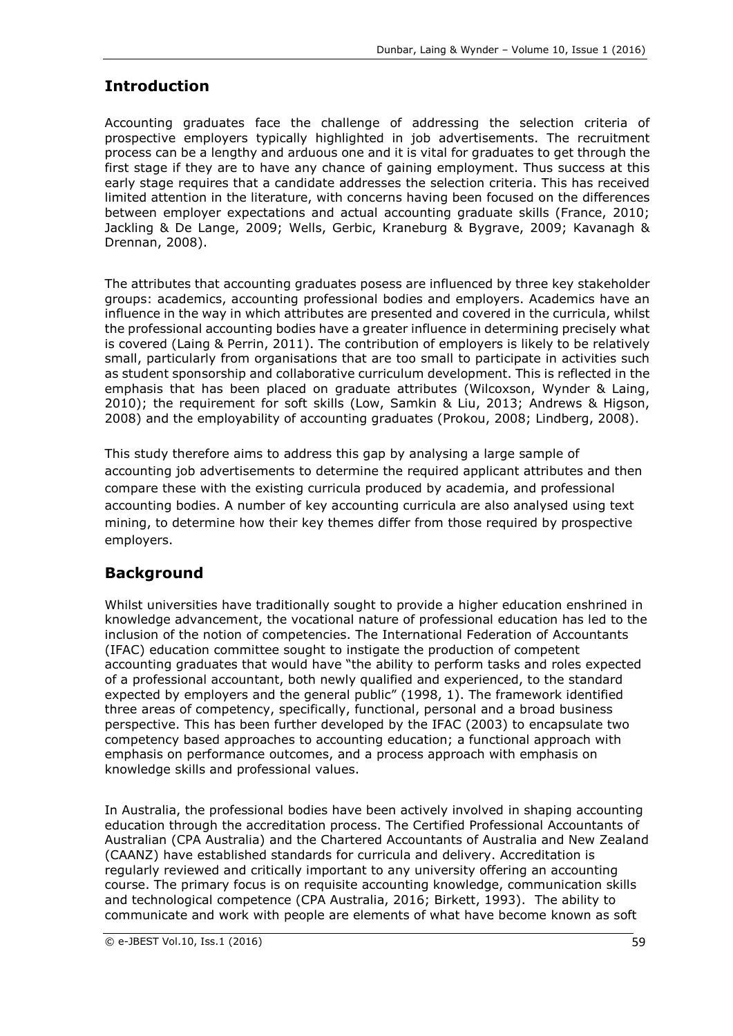## Introduction

Accounting graduates face the challenge of addressing the selection criteria of prospective employers typically highlighted in job advertisements. The recruitment process can be a lengthy and arduous one and it is vital for graduates to get through the first stage if they are to have any chance of gaining employment. Thus success at this early stage requires that a candidate addresses the selection criteria. This has received limited attention in the literature, with concerns having been focused on the differences between employer expectations and actual accounting graduate skills (France, 2010; Jackling & De Lange, 2009; Wells, Gerbic, Kraneburg & Bygrave, 2009; Kavanagh & Drennan, 2008).

The attributes that accounting graduates posess are influenced by three key stakeholder groups: academics, accounting professional bodies and employers. Academics have an influence in the way in which attributes are presented and covered in the curricula, whilst the professional accounting bodies have a greater influence in determining precisely what is covered (Laing & Perrin, 2011). The contribution of employers is likely to be relatively small, particularly from organisations that are too small to participate in activities such as student sponsorship and collaborative curriculum development. This is reflected in the emphasis that has been placed on graduate attributes (Wilcoxson, Wynder & Laing, 2010); the requirement for soft skills (Low, Samkin & Liu, 2013; Andrews & Higson, 2008) and the employability of accounting graduates (Prokou, 2008; Lindberg, 2008).

This study therefore aims to address this gap by analysing a large sample of accounting job advertisements to determine the required applicant attributes and then compare these with the existing curricula produced by academia, and professional accounting bodies. A number of key accounting curricula are also analysed using text mining, to determine how their key themes differ from those required by prospective employers.

## Background

Whilst universities have traditionally sought to provide a higher education enshrined in knowledge advancement, the vocational nature of professional education has led to the inclusion of the notion of competencies. The International Federation of Accountants (IFAC) education committee sought to instigate the production of competent accounting graduates that would have "the ability to perform tasks and roles expected of a professional accountant, both newly qualified and experienced, to the standard expected by employers and the general public" (1998, 1). The framework identified three areas of competency, specifically, functional, personal and a broad business perspective. This has been further developed by the IFAC (2003) to encapsulate two competency based approaches to accounting education; a functional approach with emphasis on performance outcomes, and a process approach with emphasis on knowledge skills and professional values.

In Australia, the professional bodies have been actively involved in shaping accounting education through the accreditation process. The Certified Professional Accountants of Australian (CPA Australia) and the Chartered Accountants of Australia and New Zealand (CAANZ) have established standards for curricula and delivery. Accreditation is regularly reviewed and critically important to any university offering an accounting course. The primary focus is on requisite accounting knowledge, communication skills and technological competence (CPA Australia, 2016; Birkett, 1993). The ability to communicate and work with people are elements of what have become known as soft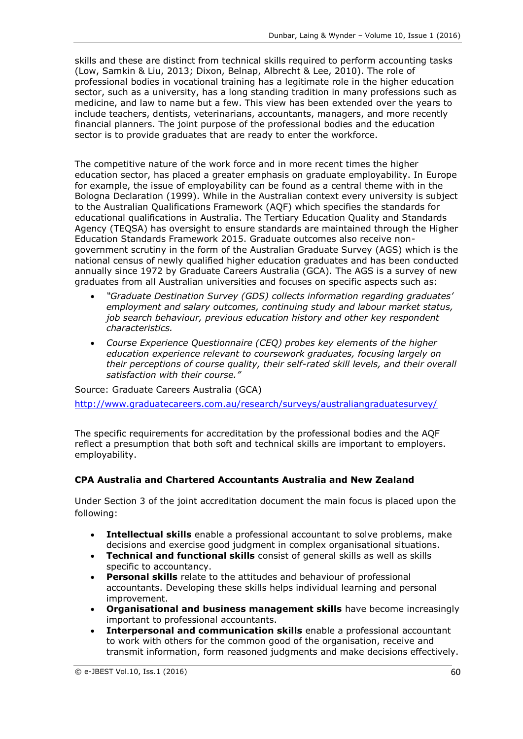skills and these are distinct from technical skills required to perform accounting tasks (Low, Samkin & Liu, 2013; Dixon, Belnap, Albrecht & Lee, 2010). The role of professional bodies in vocational training has a legitimate role in the higher education sector, such as a university, has a long standing tradition in many professions such as medicine, and law to name but a few. This view has been extended over the years to include teachers, dentists, veterinarians, accountants, managers, and more recently financial planners. The joint purpose of the professional bodies and the education sector is to provide graduates that are ready to enter the workforce.

The competitive nature of the work force and in more recent times the higher education sector, has placed a greater emphasis on graduate employability. In Europe for example, the issue of employability can be found as a central theme with in the Bologna Declaration (1999). While in the Australian context every university is subject to the Australian Qualifications Framework (AQF) which specifies the standards for educational qualifications in Australia. The Tertiary Education Quality and Standards Agency (TEQSA) has oversight to ensure standards are maintained through the Higher Education Standards Framework 2015. Graduate outcomes also receive non-government scrutiny in the form of the Australian Graduate Survey (AGS) which is the national census of newly qualified higher education graduates and has been conducted annually since 1972 by Graduate Careers Australia (GCA). The AGS is a survey of new graduates from all Australian universities and focuses on specific aspects such as:

- *"Graduate Destination Survey (GDS) collects information regarding graduates' employment and salary outcomes, continuing study and labour market status, job search behaviour, previous education history and other key respondent characteristics.*
- *Course Experience Questionnaire (CEQ) probes key elements of the higher education experience relevant to coursework graduates, focusing largely on their perceptions of course quality, their self-rated skill levels, and their overall satisfaction with their course."*

Source: Graduate Careers Australia (GCA)

http://www.graduatecareers.com.au/research/surveys/australiangraduatesurvey/

The specific requirements for accreditation by the professional bodies and the AQF reflect a presumption that both soft and technical skills are important to employers. employability.

**CPA Australia and Chartered Accountants Australia and New Zealand**

Under Section 3 of the joint accreditation document the main focus is placed upon the following:

- **Intellectual skills** enable a professional accountant to solve problems, make decisions and exercise good judgment in complex organisational situations.
- **Technical and functional skills** consist of general skills as well as skills specific to accountancy.
- **Personal skills** relate to the attitudes and behaviour of professional accountants. Developing these skills helps individual learning and personal improvement.
- **Organisational and business management skills** have become increasingly important to professional accountants.
- **Interpersonal and communication skills** enable a professional accountant to work with others for the common good of the organisation, receive and transmit information, form reasoned judgments and make decisions effectively.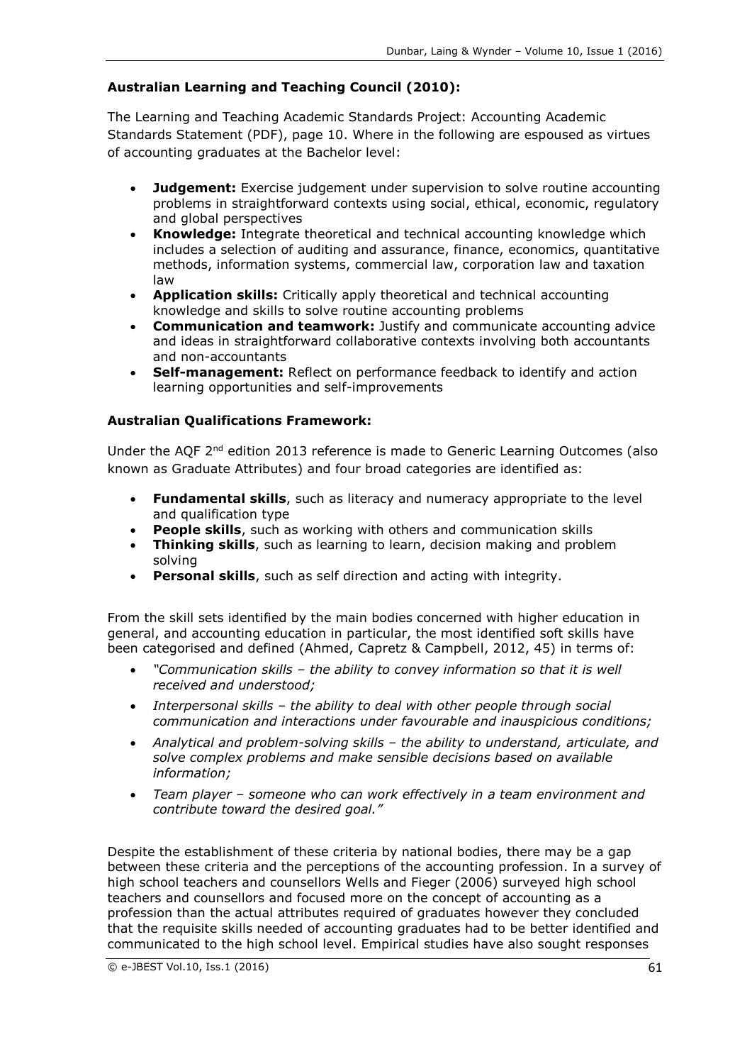**Australian Learning and Teaching Council (2010):**

The Learning and Teaching Academic Standards Project: Accounting Academic Standards Statement (PDF), page 10. Where in the following are espoused as virtues of accounting graduates at the Bachelor level:

- **Judgement:** Exercise judgement under supervision to solve routine accounting problems in straightforward contexts using social, ethical, economic, regulatory and global perspectives
- **Knowledge:** Integrate theoretical and technical accounting knowledge which includes a selection of auditing and assurance, finance, economics, quantitative methods, information systems, commercial law, corporation law and taxation law
- **Application skills:** Critically apply theoretical and technical accounting knowledge and skills to solve routine accounting problems
- **Communication and teamwork:** Justify and communicate accounting advice and ideas in straightforward collaborative contexts involving both accountants and non-accountants
- **Self-management:** Reflect on performance feedback to identify and action learning opportunities and self-improvements

**Australian Qualifications Framework:**

Under the AQF 2nd edition 2013 reference is made to Generic Learning Outcomes (also known as Graduate Attributes) and four broad categories are identified as:

- **Fundamental skills**, such as literacy and numeracy appropriate to the level and qualification type
- **People skills**, such as working with others and communication skills
- **Thinking skills**, such as learning to learn, decision making and problem solving
- **Personal skills**, such as self direction and acting with integrity.

From the skill sets identified by the main bodies concerned with higher education in general, and accounting education in particular, the most identified soft skills have been categorised and defined (Ahmed, Capretz & Campbell, 2012, 45) in terms of:

- *"Communication skills – the ability to convey information so that it is well received and understood;*
- *Interpersonal skills – the ability to deal with other people through social communication and interactions under favourable and inauspicious conditions;*
- *Analytical and problem-solving skills – the ability to understand, articulate, and solve complex problems and make sensible decisions based on available information;*
- *Team player – someone who can work effectively in a team environment and contribute toward the desired goal."*

Despite the establishment of these criteria by national bodies, there may be a gap between these criteria and the perceptions of the accounting profession. In a survey of high school teachers and counsellors Wells and Fieger (2006) surveyed high school teachers and counsellors and focused more on the concept of accounting as a profession than the actual attributes required of graduates however they concluded that the requisite skills needed of accounting graduates had to be better identified and communicated to the high school level. Empirical studies have also sought responses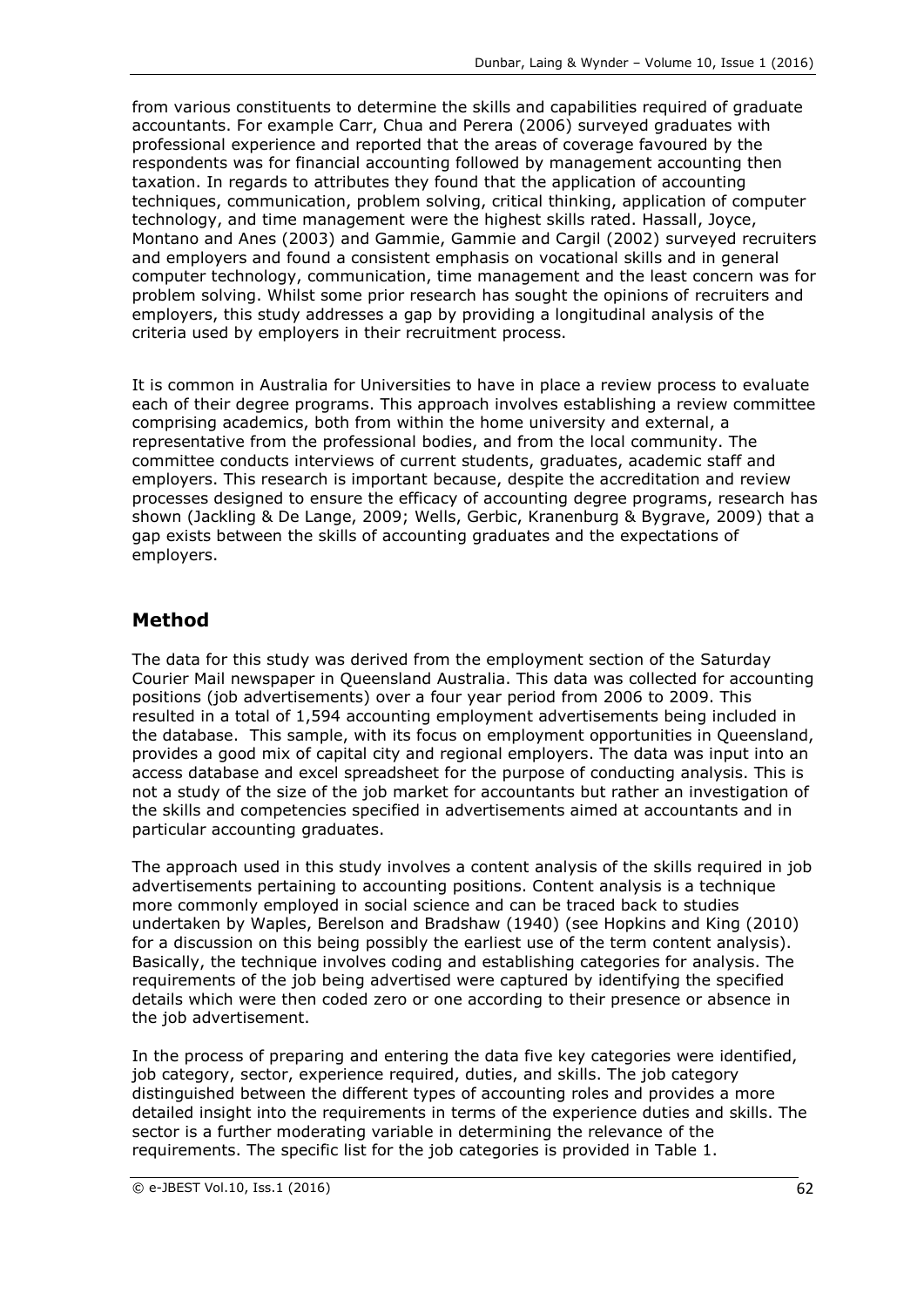from various constituents to determine the skills and capabilities required of graduate accountants. For example Carr, Chua and Perera (2006) surveyed graduates with professional experience and reported that the areas of coverage favoured by the respondents was for financial accounting followed by management accounting then taxation. In regards to attributes they found that the application of accounting techniques, communication, problem solving, critical thinking, application of computer technology, and time management were the highest skills rated. Hassall, Joyce, Montano and Anes (2003) and Gammie, Gammie and Cargil (2002) surveyed recruiters and employers and found a consistent emphasis on vocational skills and in general computer technology, communication, time management and the least concern was for problem solving. Whilst some prior research has sought the opinions of recruiters and employers, this study addresses a gap by providing a longitudinal analysis of the criteria used by employers in their recruitment process.

It is common in Australia for Universities to have in place a review process to evaluate each of their degree programs. This approach involves establishing a review committee comprising academics, both from within the home university and external, a representative from the professional bodies, and from the local community. The committee conducts interviews of current students, graduates, academic staff and employers. This research is important because, despite the accreditation and review processes designed to ensure the efficacy of accounting degree programs, research has shown (Jackling & De Lange, 2009; Wells, Gerbic, Kranenburg & Bygrave, 2009) that a gap exists between the skills of accounting graduates and the expectations of employers.

## Method

The data for this study was derived from the employment section of the Saturday Courier Mail newspaper in Queensland Australia. This data was collected for accounting positions (job advertisements) over a four year period from 2006 to 2009. This resulted in a total of 1,594 accounting employment advertisements being included in the database. This sample, with its focus on employment opportunities in Queensland, provides a good mix of capital city and regional employers. The data was input into an access database and excel spreadsheet for the purpose of conducting analysis. This is not a study of the size of the job market for accountants but rather an investigation of the skills and competencies specified in advertisements aimed at accountants and in particular accounting graduates.

The approach used in this study involves a content analysis of the skills required in job advertisements pertaining to accounting positions. Content analysis is a technique more commonly employed in social science and can be traced back to studies undertaken by Waples, Berelson and Bradshaw (1940) (see Hopkins and King (2010) for a discussion on this being possibly the earliest use of the term content analysis). Basically, the technique involves coding and establishing categories for analysis. The requirements of the job being advertised were captured by identifying the specified details which were then coded zero or one according to their presence or absence in the job advertisement.

In the process of preparing and entering the data five key categories were identified, job category, sector, experience required, duties, and skills. The job category distinguished between the different types of accounting roles and provides a more detailed insight into the requirements in terms of the experience duties and skills. The sector is a further moderating variable in determining the relevance of the requirements. The specific list for the job categories is provided in Table 1.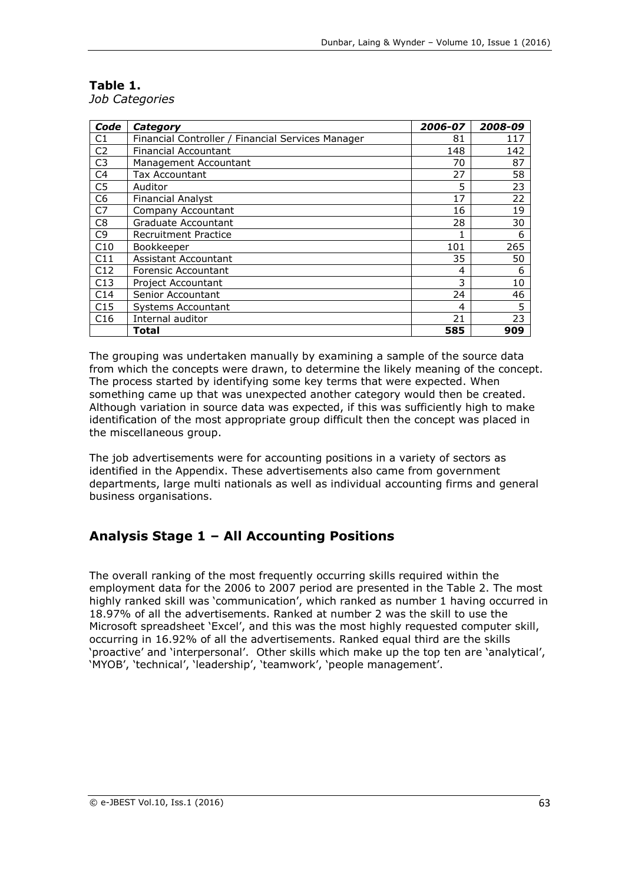**Table 1.**
*Job Categories*

| *Code* | *Category* | *2006-07* | *2008-09* |
|---|---|---|---|
| C1 | Financial Controller / Financial Services Manager | 81 | 117 |
| C2 | Financial Accountant | 148 | 142 |
| C3 | Management Accountant | 70 | 87 |
| C4 | Tax Accountant | 27 | 58 |
| C5 | Auditor | 5 | 23 |
| C6 | Financial Analyst | 17 | 22 |
| C7 | Company Accountant | 16 | 19 |
| C8 | Graduate Accountant | 28 | 30 |
| C9 | Recruitment Practice | 1 | 6 |
| C10 | Bookkeeper | 101 | 265 |
| C11 | Assistant Accountant | 35 | 50 |
| C12 | Forensic Accountant | 4 | 6 |
| C13 | Project Accountant | 3 | 10 |
| C14 | Senior Accountant | 24 | 46 |
| C15 | Systems Accountant | 4 | 5 |
| C16 | Internal auditor | 21 | 23 |
| | **Total** | **585** | **909** |

The grouping was undertaken manually by examining a sample of the source data from which the concepts were drawn, to determine the likely meaning of the concept. The process started by identifying some key terms that were expected. When something came up that was unexpected another category would then be created. Although variation in source data was expected, if this was sufficiently high to make identification of the most appropriate group difficult then the concept was placed in the miscellaneous group.

The job advertisements were for accounting positions in a variety of sectors as identified in the Appendix. These advertisements also came from government departments, large multi nationals as well as individual accounting firms and general business organisations.

## Analysis Stage 1 – All Accounting Positions

The overall ranking of the most frequently occurring skills required within the employment data for the 2006 to 2007 period are presented in the Table 2. The most highly ranked skill was 'communication', which ranked as number 1 having occurred in 18.97% of all the advertisements. Ranked at number 2 was the skill to use the Microsoft spreadsheet 'Excel', and this was the most highly requested computer skill, occurring in 16.92% of all the advertisements. Ranked equal third are the skills 'proactive' and 'interpersonal'. Other skills which make up the top ten are 'analytical', 'MYOB', 'technical', 'leadership', 'teamwork', 'people management'.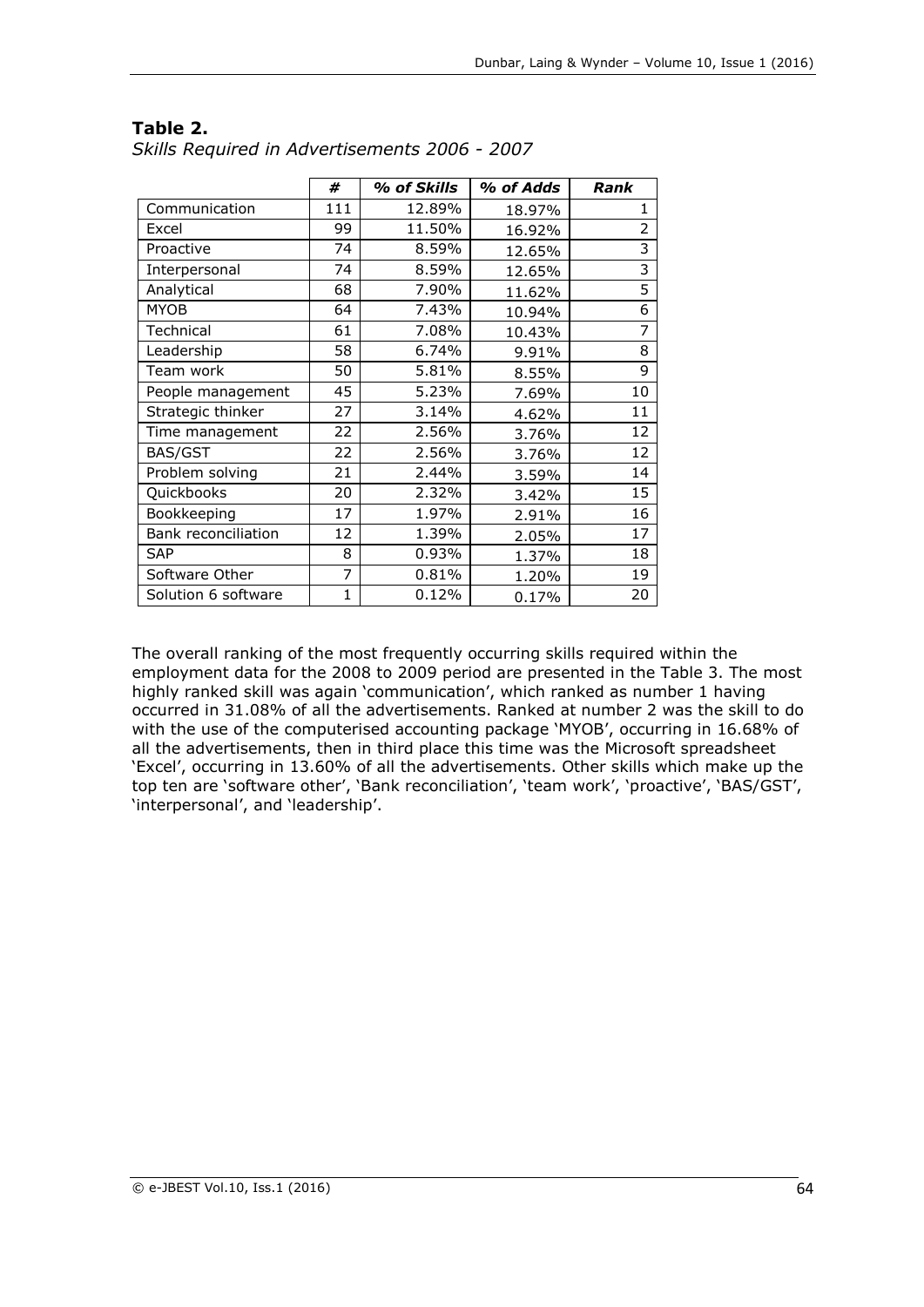**Table 2.**
*Skills Required in Advertisements 2006 - 2007*

| | # | % of Skills | % of Adds | Rank |
|---|---|---|---|---|
| Communication | 111 | 12.89% | 18.97% | 1 |
| Excel | 99 | 11.50% | 16.92% | 2 |
| Proactive | 74 | 8.59% | 12.65% | 3 |
| Interpersonal | 74 | 8.59% | 12.65% | 3 |
| Analytical | 68 | 7.90% | 11.62% | 5 |
| MYOB | 64 | 7.43% | 10.94% | 6 |
| Technical | 61 | 7.08% | 10.43% | 7 |
| Leadership | 58 | 6.74% | 9.91% | 8 |
| Team work | 50 | 5.81% | 8.55% | 9 |
| People management | 45 | 5.23% | 7.69% | 10 |
| Strategic thinker | 27 | 3.14% | 4.62% | 11 |
| Time management | 22 | 2.56% | 3.76% | 12 |
| BAS/GST | 22 | 2.56% | 3.76% | 12 |
| Problem solving | 21 | 2.44% | 3.59% | 14 |
| Quickbooks | 20 | 2.32% | 3.42% | 15 |
| Bookkeeping | 17 | 1.97% | 2.91% | 16 |
| Bank reconciliation | 12 | 1.39% | 2.05% | 17 |
| SAP | 8 | 0.93% | 1.37% | 18 |
| Software Other | 7 | 0.81% | 1.20% | 19 |
| Solution 6 software | 1 | 0.12% | 0.17% | 20 |

The overall ranking of the most frequently occurring skills required within the employment data for the 2008 to 2009 period are presented in the Table 3. The most highly ranked skill was again 'communication', which ranked as number 1 having occurred in 31.08% of all the advertisements. Ranked at number 2 was the skill to do with the use of the computerised accounting package 'MYOB', occurring in 16.68% of all the advertisements, then in third place this time was the Microsoft spreadsheet 'Excel', occurring in 13.60% of all the advertisements. Other skills which make up the top ten are 'software other', 'Bank reconciliation', 'team work', 'proactive', 'BAS/GST', 'interpersonal', and 'leadership'.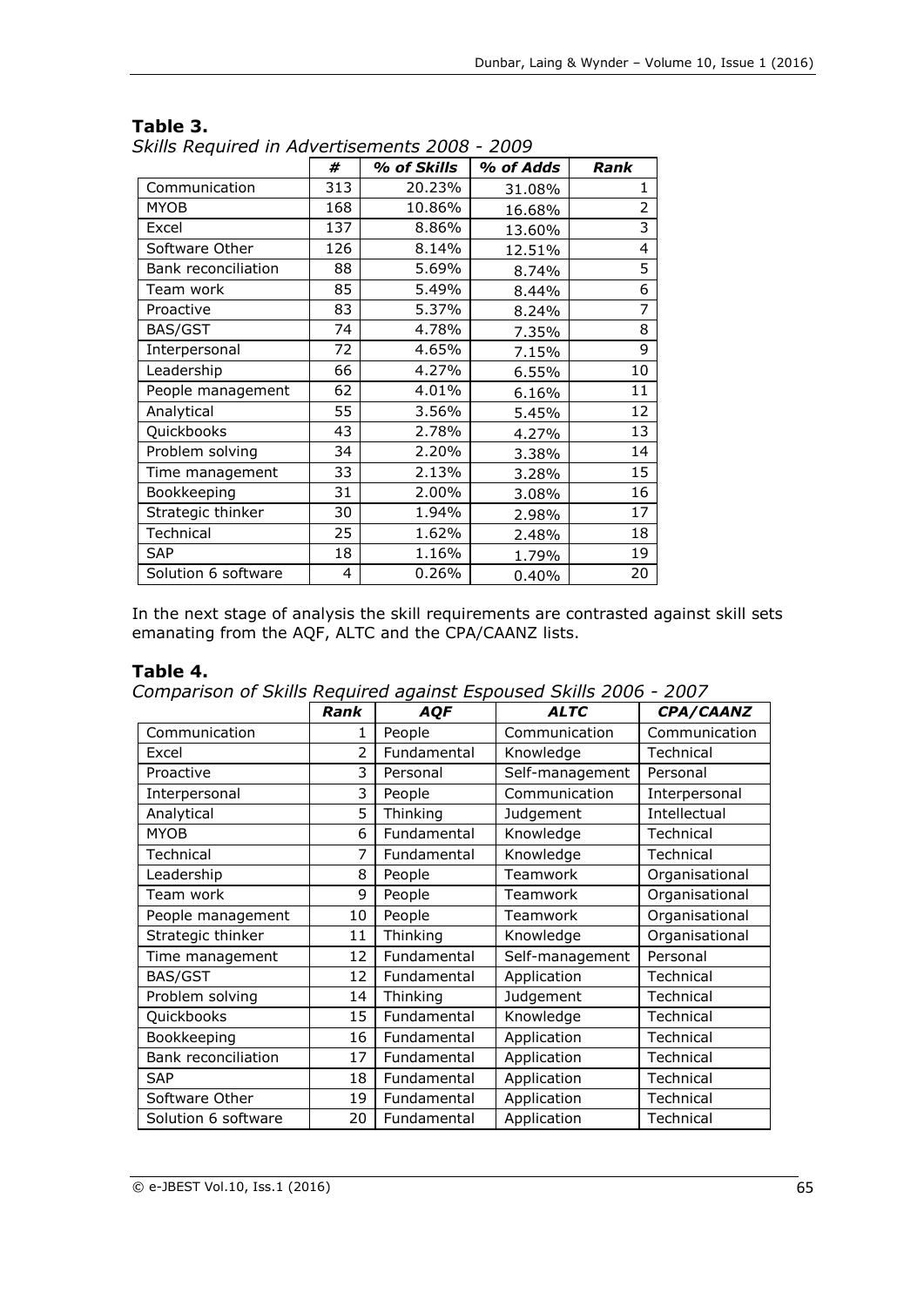**Table 3.**
*Skills Required in Advertisements 2008 - 2009*

| | # | % of Skills | % of Adds | Rank |
|---|---|---|---|---|
| Communication | 313 | 20.23% | 31.08% | 1 |
| MYOB | 168 | 10.86% | 16.68% | 2 |
| Excel | 137 | 8.86% | 13.60% | 3 |
| Software Other | 126 | 8.14% | 12.51% | 4 |
| Bank reconciliation | 88 | 5.69% | 8.74% | 5 |
| Team work | 85 | 5.49% | 8.44% | 6 |
| Proactive | 83 | 5.37% | 8.24% | 7 |
| BAS/GST | 74 | 4.78% | 7.35% | 8 |
| Interpersonal | 72 | 4.65% | 7.15% | 9 |
| Leadership | 66 | 4.27% | 6.55% | 10 |
| People management | 62 | 4.01% | 6.16% | 11 |
| Analytical | 55 | 3.56% | 5.45% | 12 |
| Quickbooks | 43 | 2.78% | 4.27% | 13 |
| Problem solving | 34 | 2.20% | 3.38% | 14 |
| Time management | 33 | 2.13% | 3.28% | 15 |
| Bookkeeping | 31 | 2.00% | 3.08% | 16 |
| Strategic thinker | 30 | 1.94% | 2.98% | 17 |
| Technical | 25 | 1.62% | 2.48% | 18 |
| SAP | 18 | 1.16% | 1.79% | 19 |
| Solution 6 software | 4 | 0.26% | 0.40% | 20 |

In the next stage of analysis the skill requirements are contrasted against skill sets emanating from the AQF, ALTC and the CPA/CAANZ lists.

**Table 4.**
*Comparison of Skills Required against Espoused Skills 2006 - 2007*

| | Rank | AQF | ALTC | CPA/CAANZ |
|---|---|---|---|---|
| Communication | 1 | People | Communication | Communication |
| Excel | 2 | Fundamental | Knowledge | Technical |
| Proactive | 3 | Personal | Self-management | Personal |
| Interpersonal | 3 | People | Communication | Interpersonal |
| Analytical | 5 | Thinking | Judgement | Intellectual |
| MYOB | 6 | Fundamental | Knowledge | Technical |
| Technical | 7 | Fundamental | Knowledge | Technical |
| Leadership | 8 | People | Teamwork | Organisational |
| Team work | 9 | People | Teamwork | Organisational |
| People management | 10 | People | Teamwork | Organisational |
| Strategic thinker | 11 | Thinking | Knowledge | Organisational |
| Time management | 12 | Fundamental | Self-management | Personal |
| BAS/GST | 12 | Fundamental | Application | Technical |
| Problem solving | 14 | Thinking | Judgement | Technical |
| Quickbooks | 15 | Fundamental | Knowledge | Technical |
| Bookkeeping | 16 | Fundamental | Application | Technical |
| Bank reconciliation | 17 | Fundamental | Application | Technical |
| SAP | 18 | Fundamental | Application | Technical |
| Software Other | 19 | Fundamental | Application | Technical |
| Solution 6 software | 20 | Fundamental | Application | Technical |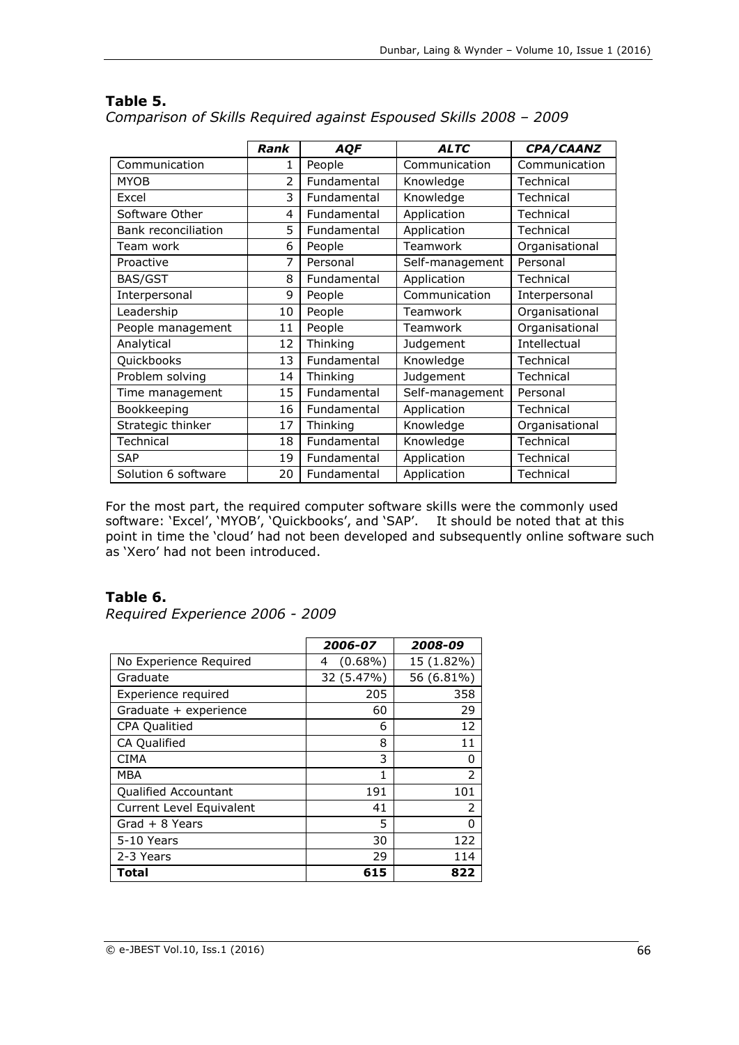**Table 5.**

*Comparison of Skills Required against Espoused Skills 2008 – 2009*

| | *Rank* | *AQF* | *ALTC* | *CPA/CAANZ* |
|---|---|---|---|---|
| Communication | 1 | People | Communication | Communication |
| MYOB | 2 | Fundamental | Knowledge | Technical |
| Excel | 3 | Fundamental | Knowledge | Technical |
| Software Other | 4 | Fundamental | Application | Technical |
| Bank reconciliation | 5 | Fundamental | Application | Technical |
| Team work | 6 | People | Teamwork | Organisational |
| Proactive | 7 | Personal | Self-management | Personal |
| BAS/GST | 8 | Fundamental | Application | Technical |
| Interpersonal | 9 | People | Communication | Interpersonal |
| Leadership | 10 | People | Teamwork | Organisational |
| People management | 11 | People | Teamwork | Organisational |
| Analytical | 12 | Thinking | Judgement | Intellectual |
| Quickbooks | 13 | Fundamental | Knowledge | Technical |
| Problem solving | 14 | Thinking | Judgement | Technical |
| Time management | 15 | Fundamental | Self-management | Personal |
| Bookkeeping | 16 | Fundamental | Application | Technical |
| Strategic thinker | 17 | Thinking | Knowledge | Organisational |
| Technical | 18 | Fundamental | Knowledge | Technical |
| SAP | 19 | Fundamental | Application | Technical |
| Solution 6 software | 20 | Fundamental | Application | Technical |

For the most part, the required computer software skills were the commonly used software: 'Excel', 'MYOB', 'Quickbooks', and 'SAP'. It should be noted that at this point in time the 'cloud' had not been developed and subsequently online software such as 'Xero' had not been introduced.

**Table 6.**

*Required Experience 2006 - 2009*

| | *2006-07* | *2008-09* |
|---|---|---|
| No Experience Required | 4 (0.68%) | 15 (1.82%) |
| Graduate | 32 (5.47%) | 56 (6.81%) |
| Experience required | 205 | 358 |
| Graduate + experience | 60 | 29 |
| CPA Qualitied | 6 | 12 |
| CA Qualified | 8 | 11 |
| CIMA | 3 | 0 |
| MBA | 1 | 2 |
| Qualified Accountant | 191 | 101 |
| Current Level Equivalent | 41 | 2 |
| Grad + 8 Years | 5 | 0 |
| 5-10 Years | 30 | 122 |
| 2-3 Years | 29 | 114 |
| **Total** | **615** | **822** |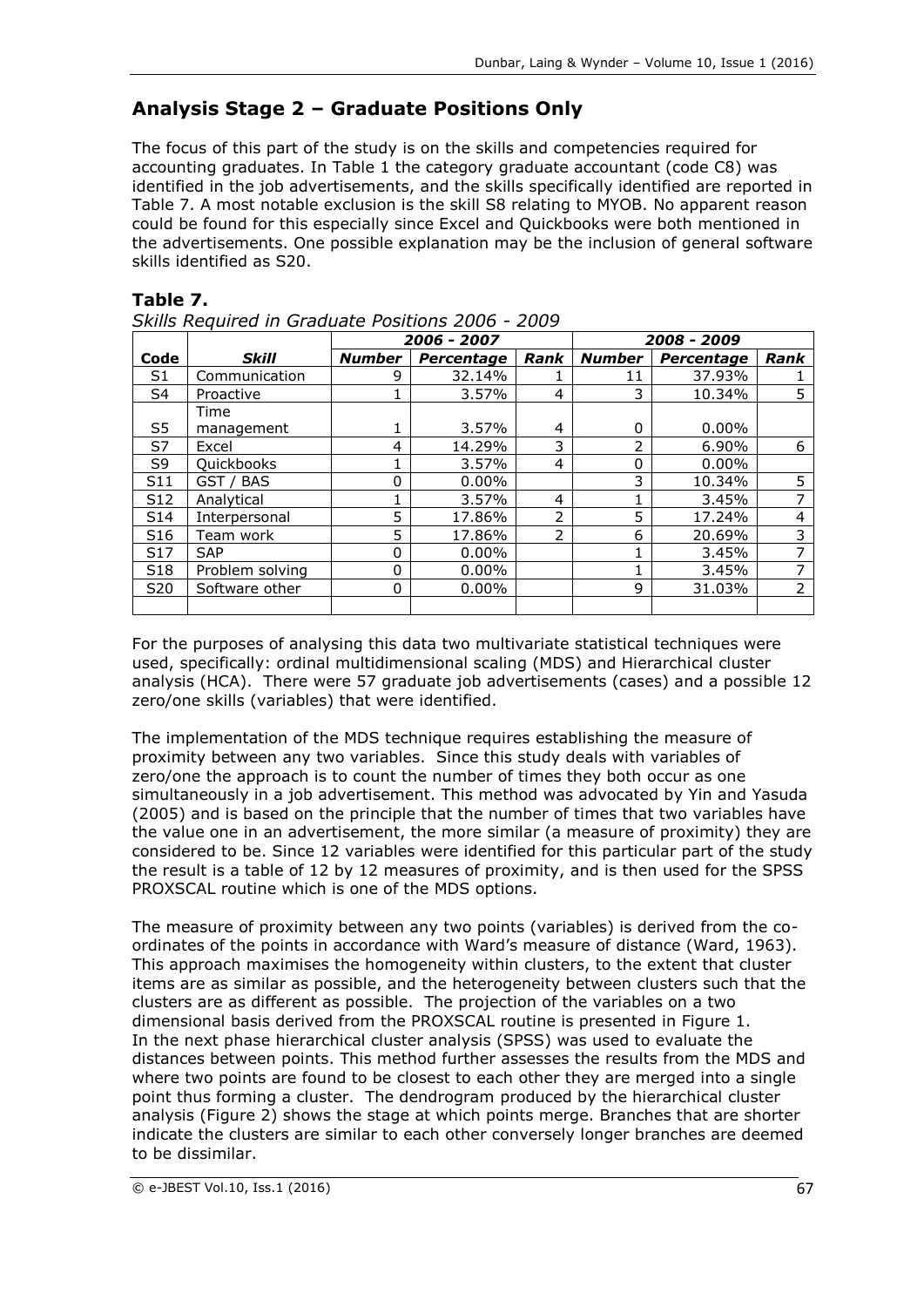## Analysis Stage 2 – Graduate Positions Only

The focus of this part of the study is on the skills and competencies required for accounting graduates. In Table 1 the category graduate accountant (code C8) was identified in the job advertisements, and the skills specifically identified are reported in Table 7. A most notable exclusion is the skill S8 relating to MYOB. No apparent reason could be found for this especially since Excel and Quickbooks were both mentioned in the advertisements. One possible explanation may be the inclusion of general software skills identified as S20.

### Table 7.

*Skills Required in Graduate Positions 2006 - 2009*

| | | *2006 - 2007* | | | *2008 - 2009* | | |
|---|---|---|---|---|---|---|---|
| **Code** | ***Skill*** | ***Number*** | ***Percentage*** | ***Rank*** | ***Number*** | ***Percentage*** | ***Rank*** |
| S1 | Communication | 9 | 32.14% | 1 | 11 | 37.93% | 1 |
| S4 | Proactive | 1 | 3.57% | 4 | 3 | 10.34% | 5 |
| S5 | Time management | 1 | 3.57% | 4 | 0 | 0.00% | |
| S7 | Excel | 4 | 14.29% | 3 | 2 | 6.90% | 6 |
| S9 | Quickbooks | 1 | 3.57% | 4 | 0 | 0.00% | |
| S11 | GST / BAS | 0 | 0.00% | | 3 | 10.34% | 5 |
| S12 | Analytical | 1 | 3.57% | 4 | 1 | 3.45% | 7 |
| S14 | Interpersonal | 5 | 17.86% | 2 | 5 | 17.24% | 4 |
| S16 | Team work | 5 | 17.86% | 2 | 6 | 20.69% | 3 |
| S17 | SAP | 0 | 0.00% | | 1 | 3.45% | 7 |
| S18 | Problem solving | 0 | 0.00% | | 1 | 3.45% | 7 |
| S20 | Software other | 0 | 0.00% | | 9 | 31.03% | 2 |
| | | | | | | | |

For the purposes of analysing this data two multivariate statistical techniques were used, specifically: ordinal multidimensional scaling (MDS) and Hierarchical cluster analysis (HCA). There were 57 graduate job advertisements (cases) and a possible 12 zero/one skills (variables) that were identified.

The implementation of the MDS technique requires establishing the measure of proximity between any two variables. Since this study deals with variables of zero/one the approach is to count the number of times they both occur as one simultaneously in a job advertisement. This method was advocated by Yin and Yasuda (2005) and is based on the principle that the number of times that two variables have the value one in an advertisement, the more similar (a measure of proximity) they are considered to be. Since 12 variables were identified for this particular part of the study the result is a table of 12 by 12 measures of proximity, and is then used for the SPSS PROXSCAL routine which is one of the MDS options.

The measure of proximity between any two points (variables) is derived from the co-ordinates of the points in accordance with Ward's measure of distance (Ward, 1963). This approach maximises the homogeneity within clusters, to the extent that cluster items are as similar as possible, and the heterogeneity between clusters such that the clusters are as different as possible. The projection of the variables on a two dimensional basis derived from the PROXSCAL routine is presented in Figure 1. In the next phase hierarchical cluster analysis (SPSS) was used to evaluate the distances between points. This method further assesses the results from the MDS and where two points are found to be closest to each other they are merged into a single point thus forming a cluster. The dendrogram produced by the hierarchical cluster analysis (Figure 2) shows the stage at which points merge. Branches that are shorter indicate the clusters are similar to each other conversely longer branches are deemed to be dissimilar.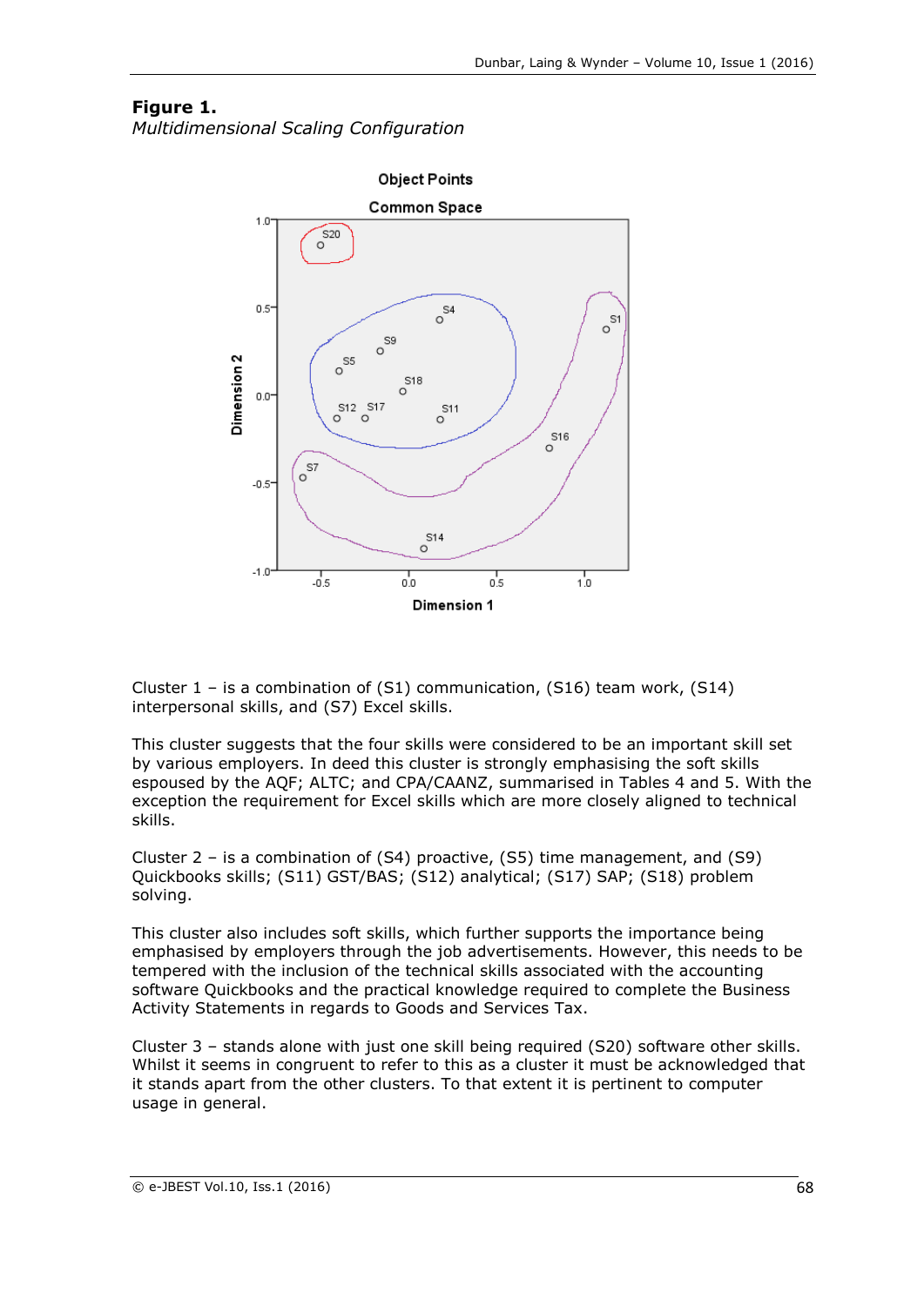**Figure 1.**
*Multidimensional Scaling Configuration*

Cluster 1 – is a combination of (S1) communication, (S16) team work, (S14) interpersonal skills, and (S7) Excel skills.

This cluster suggests that the four skills were considered to be an important skill set by various employers. In deed this cluster is strongly emphasising the soft skills espoused by the AQF; ALTC; and CPA/CAANZ, summarised in Tables 4 and 5. With the exception the requirement for Excel skills which are more closely aligned to technical skills.

Cluster 2 – is a combination of (S4) proactive, (S5) time management, and (S9) Quickbooks skills; (S11) GST/BAS; (S12) analytical; (S17) SAP; (S18) problem solving.

This cluster also includes soft skills, which further supports the importance being emphasised by employers through the job advertisements. However, this needs to be tempered with the inclusion of the technical skills associated with the accounting software Quickbooks and the practical knowledge required to complete the Business Activity Statements in regards to Goods and Services Tax.

Cluster 3 – stands alone with just one skill being required (S20) software other skills. Whilst it seems in congruent to refer to this as a cluster it must be acknowledged that it stands apart from the other clusters. To that extent it is pertinent to computer usage in general.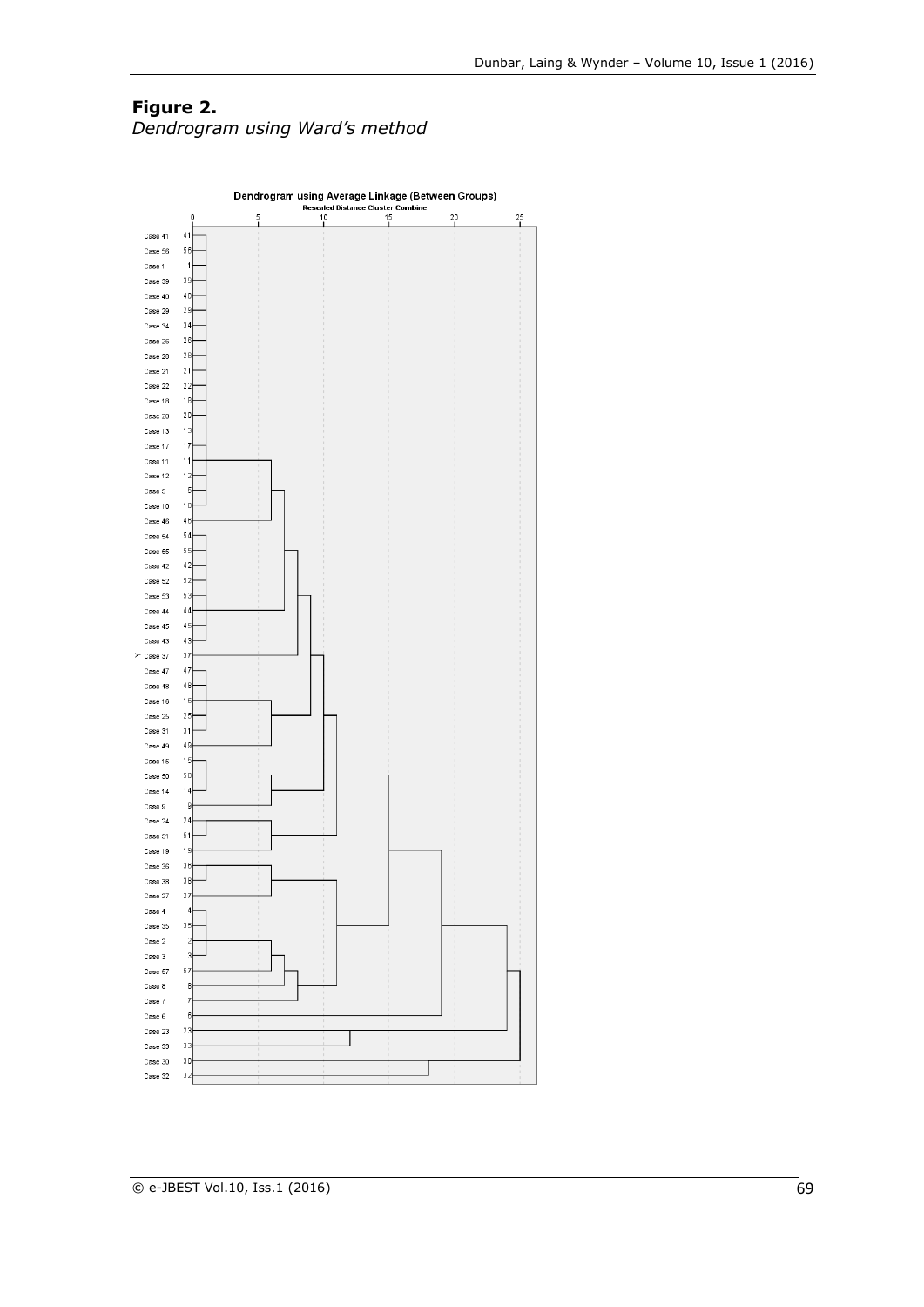**Figure 2.**
*Dendrogram using Ward's method*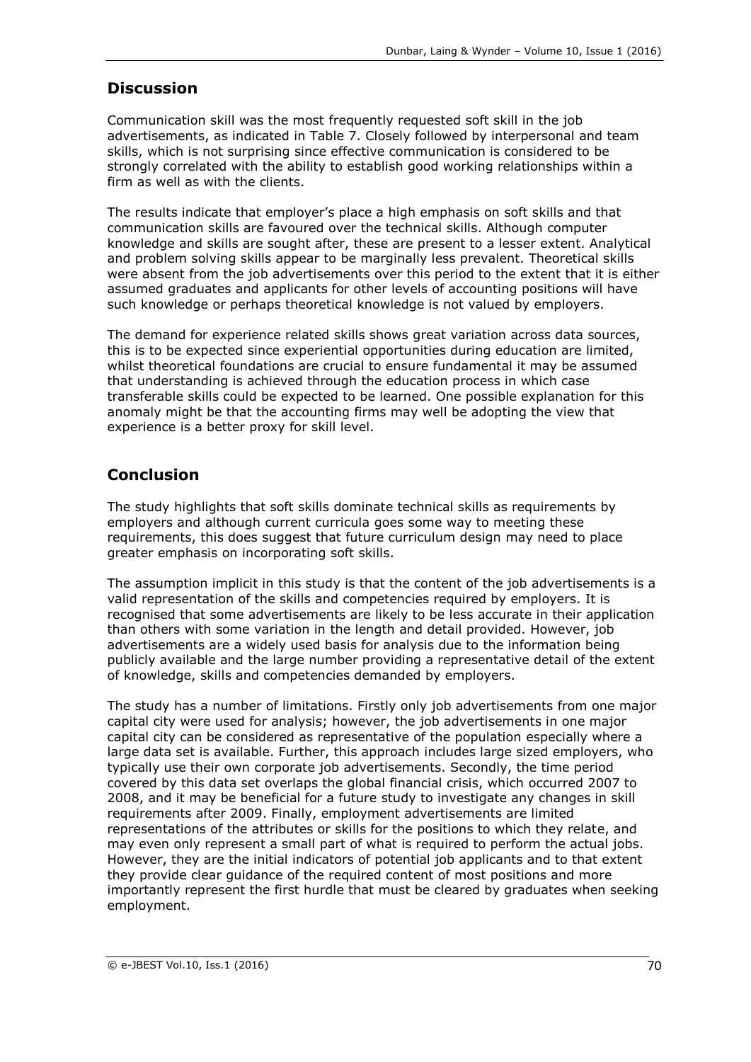## Discussion

Communication skill was the most frequently requested soft skill in the job advertisements, as indicated in Table 7. Closely followed by interpersonal and team skills, which is not surprising since effective communication is considered to be strongly correlated with the ability to establish good working relationships within a firm as well as with the clients.

The results indicate that employer's place a high emphasis on soft skills and that communication skills are favoured over the technical skills. Although computer knowledge and skills are sought after, these are present to a lesser extent. Analytical and problem solving skills appear to be marginally less prevalent. Theoretical skills were absent from the job advertisements over this period to the extent that it is either assumed graduates and applicants for other levels of accounting positions will have such knowledge or perhaps theoretical knowledge is not valued by employers.

The demand for experience related skills shows great variation across data sources, this is to be expected since experiential opportunities during education are limited, whilst theoretical foundations are crucial to ensure fundamental it may be assumed that understanding is achieved through the education process in which case transferable skills could be expected to be learned. One possible explanation for this anomaly might be that the accounting firms may well be adopting the view that experience is a better proxy for skill level.

## Conclusion

The study highlights that soft skills dominate technical skills as requirements by employers and although current curricula goes some way to meeting these requirements, this does suggest that future curriculum design may need to place greater emphasis on incorporating soft skills.

The assumption implicit in this study is that the content of the job advertisements is a valid representation of the skills and competencies required by employers. It is recognised that some advertisements are likely to be less accurate in their application than others with some variation in the length and detail provided. However, job advertisements are a widely used basis for analysis due to the information being publicly available and the large number providing a representative detail of the extent of knowledge, skills and competencies demanded by employers.

The study has a number of limitations. Firstly only job advertisements from one major capital city were used for analysis; however, the job advertisements in one major capital city can be considered as representative of the population especially where a large data set is available. Further, this approach includes large sized employers, who typically use their own corporate job advertisements. Secondly, the time period covered by this data set overlaps the global financial crisis, which occurred 2007 to 2008, and it may be beneficial for a future study to investigate any changes in skill requirements after 2009. Finally, employment advertisements are limited representations of the attributes or skills for the positions to which they relate, and may even only represent a small part of what is required to perform the actual jobs. However, they are the initial indicators of potential job applicants and to that extent they provide clear guidance of the required content of most positions and more importantly represent the first hurdle that must be cleared by graduates when seeking employment.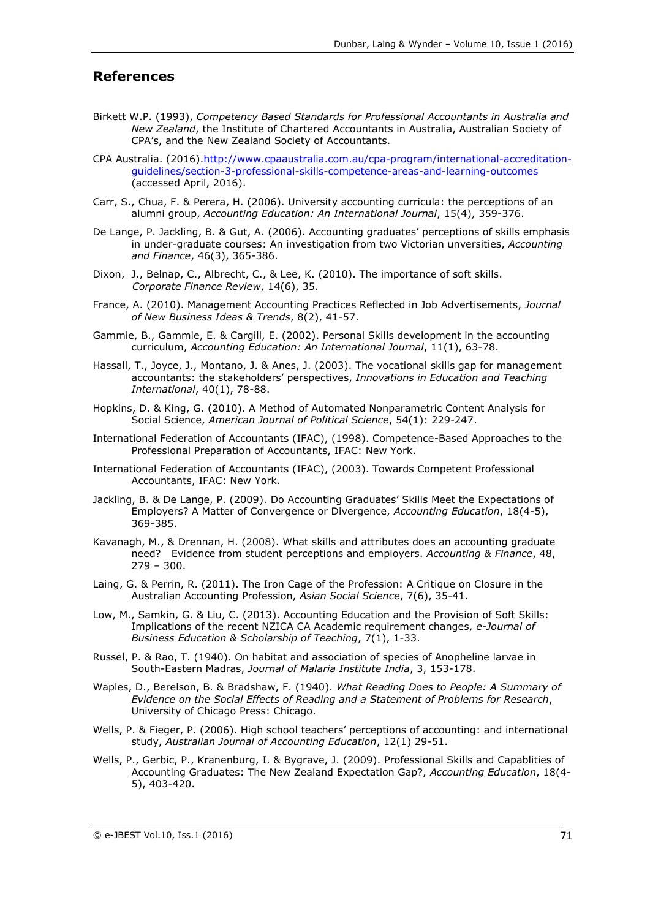## References

Birkett W.P. (1993), *Competency Based Standards for Professional Accountants in Australia and New Zealand*, the Institute of Chartered Accountants in Australia, Australian Society of CPA's, and the New Zealand Society of Accountants.

CPA Australia. (2016).http://www.cpaaustralia.com.au/cpa-program/international-accreditation-guidelines/section-3-professional-skills-competence-areas-and-learning-outcomes (accessed April, 2016).

Carr, S., Chua, F. & Perera, H. (2006). University accounting curricula: the perceptions of an alumni group, *Accounting Education: An International Journal*, 15(4), 359-376.

De Lange, P. Jackling, B. & Gut, A. (2006). Accounting graduates' perceptions of skills emphasis in under-graduate courses: An investigation from two Victorian unversities, *Accounting and Finance*, 46(3), 365-386.

Dixon, J., Belnap, C., Albrecht, C., & Lee, K. (2010). The importance of soft skills. *Corporate Finance Review*, 14(6), 35.

France, A. (2010). Management Accounting Practices Reflected in Job Advertisements, *Journal of New Business Ideas & Trends*, 8(2), 41-57.

Gammie, B., Gammie, E. & Cargill, E. (2002). Personal Skills development in the accounting curriculum, *Accounting Education: An International Journal*, 11(1), 63-78.

Hassall, T., Joyce, J., Montano, J. & Anes, J. (2003). The vocational skills gap for management accountants: the stakeholders' perspectives, *Innovations in Education and Teaching International*, 40(1), 78-88.

Hopkins, D. & King, G. (2010). A Method of Automated Nonparametric Content Analysis for Social Science, *American Journal of Political Science*, 54(1): 229-247.

International Federation of Accountants (IFAC), (1998). Competence-Based Approaches to the Professional Preparation of Accountants, IFAC: New York.

International Federation of Accountants (IFAC), (2003). Towards Competent Professional Accountants, IFAC: New York.

Jackling, B. & De Lange, P. (2009). Do Accounting Graduates' Skills Meet the Expectations of Employers? A Matter of Convergence or Divergence, *Accounting Education*, 18(4-5), 369-385.

Kavanagh, M., & Drennan, H. (2008). What skills and attributes does an accounting graduate need? Evidence from student perceptions and employers. *Accounting & Finance*, 48, 279 – 300.

Laing, G. & Perrin, R. (2011). The Iron Cage of the Profession: A Critique on Closure in the Australian Accounting Profession, *Asian Social Science*, 7(6), 35-41.

Low, M., Samkin, G. & Liu, C. (2013). Accounting Education and the Provision of Soft Skills: Implications of the recent NZICA CA Academic requirement changes, *e-Journal of Business Education & Scholarship of Teaching*, 7(1), 1-33.

Russel, P. & Rao, T. (1940). On habitat and association of species of Anopheline larvae in South-Eastern Madras, *Journal of Malaria Institute India*, 3, 153-178.

Waples, D., Berelson, B. & Bradshaw, F. (1940). *What Reading Does to People: A Summary of Evidence on the Social Effects of Reading and a Statement of Problems for Research*, University of Chicago Press: Chicago.

Wells, P. & Fieger, P. (2006). High school teachers' perceptions of accounting: and international study, *Australian Journal of Accounting Education*, 12(1) 29-51.

Wells, P., Gerbic, P., Kranenburg, I. & Bygrave, J. (2009). Professional Skills and Capablities of Accounting Graduates: The New Zealand Expectation Gap?, *Accounting Education*, 18(4-5), 403-420.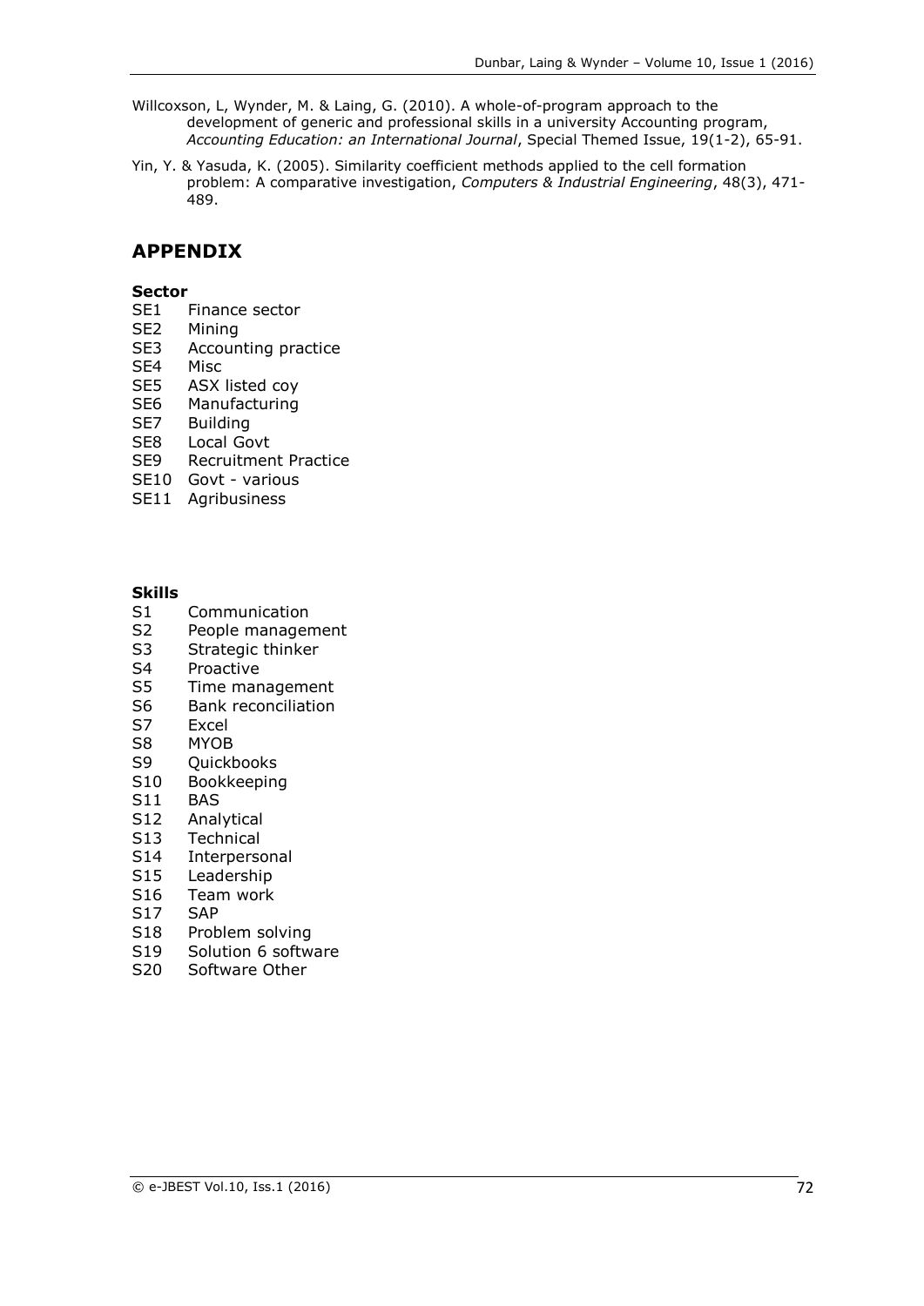Willcoxson, L, Wynder, M. & Laing, G. (2010). A whole-of-program approach to the development of generic and professional skills in a university Accounting program, *Accounting Education: an International Journal*, Special Themed Issue, 19(1-2), 65-91.

Yin, Y. & Yasuda, K. (2005). Similarity coefficient methods applied to the cell formation problem: A comparative investigation, *Computers & Industrial Engineering*, 48(3), 471-489.

## APPENDIX

**Sector**

| | |
|---|---|
| SE1 | Finance sector |
| SE2 | Mining |
| SE3 | Accounting practice |
| SE4 | Misc |
| SE5 | ASX listed coy |
| SE6 | Manufacturing |
| SE7 | Building |
| SE8 | Local Govt |
| SE9 | Recruitment Practice |
| SE10 | Govt - various |
| SE11 | Agribusiness |

**Skills**

| | |
|---|---|
| S1 | Communication |
| S2 | People management |
| S3 | Strategic thinker |
| S4 | Proactive |
| S5 | Time management |
| S6 | Bank reconciliation |
| S7 | Excel |
| S8 | MYOB |
| S9 | Quickbooks |
| S10 | Bookkeeping |
| S11 | BAS |
| S12 | Analytical |
| S13 | Technical |
| S14 | Interpersonal |
| S15 | Leadership |
| S16 | Team work |
| S17 | SAP |
| S18 | Problem solving |
| S19 | Solution 6 software |
| S20 | Software Other |